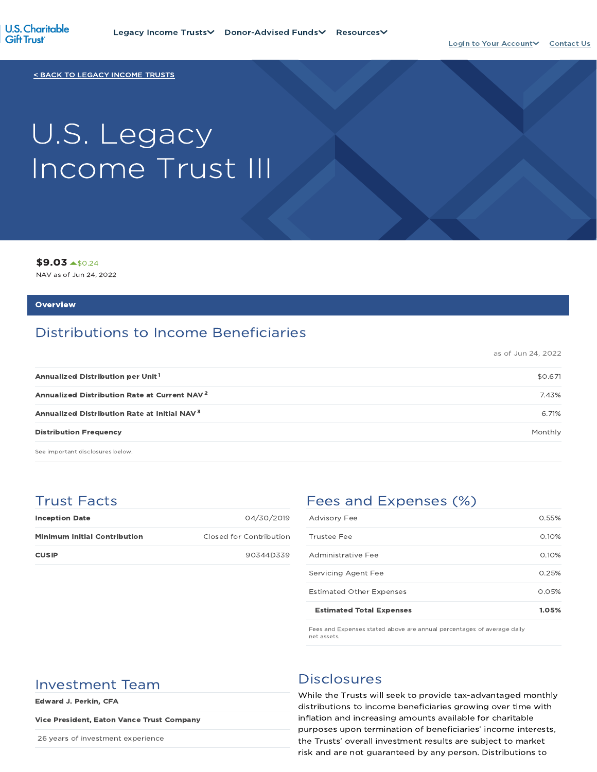U.S. Charitable Gift Trust

Legacy Income Trusts | Donor-Advised Funds | Resources | Login to Your Account | Contact Us

< BACK TO LEGACY INCOME TRUSTS

# U.S. Legacy Income Trust III

**$9.03** ▲$0.24
NAV as of Jun 24, 2022

## Overview

### Distributions to Income Beneficiaries

as of Jun 24, 2022

| | |
|---|---|
| **Annualized Distribution per Unit** [1] | $0.671 |
| **Annualized Distribution Rate at Current NAV** [2] | 7.43% |
| **Annualized Distribution Rate at Initial NAV** [3] | 6.71% |
| **Distribution Frequency** | Monthly |

See important disclosures below.

### Trust Facts

| | |
|---|---|
| **Inception Date** | 04/30/2019 |
| **Minimum Initial Contribution** | Closed for Contribution |
| **CUSIP** | 90344D339 |

### Fees and Expenses (%)

| | |
|---|---|
| Advisory Fee | 0.55% |
| Trustee Fee | 0.10% |
| Administrative Fee | 0.10% |
| Servicing Agent Fee | 0.25% |
| Estimated Other Expenses | 0.05% |
| **Estimated Total Expenses** | **1.05%** |

Fees and Expenses stated above are annual percentages of average daily net assets.

### Investment Team

**Edward J. Perkin, CFA**

**Vice President, Eaton Vance Trust Company**

26 years of investment experience

### Disclosures

While the Trusts will seek to provide tax-advantaged monthly distributions to income beneficiaries growing over time with inflation and increasing amounts available for charitable purposes upon termination of beneficiaries' income interests, the Trusts' overall investment results are subject to market risk and are not guaranteed by any person. Distributions to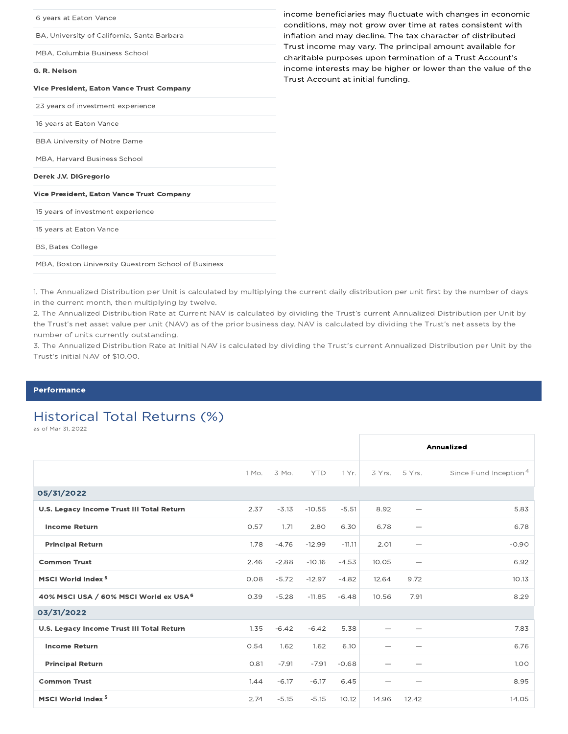6 years at Eaton Vance

BA, University of California, Santa Barbara

MBA, Columbia Business School

**G. R. Nelson**

**Vice President, Eaton Vance Trust Company**

23 years of investment experience

16 years at Eaton Vance

BBA University of Notre Dame

MBA, Harvard Business School

**Derek J.V. DiGregorio**

**Vice President, Eaton Vance Trust Company**

15 years of investment experience

15 years at Eaton Vance

BS, Bates College

MBA, Boston University Questrom School of Business

income beneficiaries may fluctuate with changes in economic conditions, may not grow over time at rates consistent with inflation and may decline. The tax character of distributed Trust income may vary. The principal amount available for charitable purposes upon termination of a Trust Account's income interests may be higher or lower than the value of the Trust Account at initial funding.

1. The Annualized Distribution per Unit is calculated by multiplying the current daily distribution per unit first by the number of days in the current month, then multiplying by twelve.
2. The Annualized Distribution Rate at Current NAV is calculated by dividing the Trust's current Annualized Distribution per Unit by the Trust's net asset value per unit (NAV) as of the prior business day. NAV is calculated by dividing the Trust's net assets by the number of units currently outstanding.
3. The Annualized Distribution Rate at Initial NAV is calculated by dividing the Trust's current Annualized Distribution per Unit by the Trust's initial NAV of $10.00.

## Performance

### Historical Total Returns (%)

as of Mar 31, 2022

| | | | | | Annualized | | |
|---|---|---|---|---|---|---|---|
| | 1 Mo. | 3 Mo. | YTD | 1 Yr. | 3 Yrs. | 5 Yrs. | Since Fund Inception[4] |
| **05/31/2022** | | | | | | | |
| **U.S. Legacy Income Trust III Total Return** | 2.37 | -3.13 | -10.55 | -5.51 | 8.92 | — | 5.83 |
| **Income Return** | 0.57 | 1.71 | 2.80 | 6.30 | 6.78 | — | 6.78 |
| **Principal Return** | 1.78 | -4.76 | -12.99 | -11.11 | 2.01 | — | -0.90 |
| **Common Trust** | 2.46 | -2.88 | -10.16 | -4.53 | 10.05 | — | 6.92 |
| **MSCI World Index[5]** | 0.08 | -5.72 | -12.97 | -4.82 | 12.64 | 9.72 | 10.13 |
| **40% MSCI USA / 60% MSCI World ex USA[6]** | 0.39 | -5.28 | -11.85 | -6.48 | 10.56 | 7.91 | 8.29 |
| **03/31/2022** | | | | | | | |
| **U.S. Legacy Income Trust III Total Return** | 1.35 | -6.42 | -6.42 | 5.38 | — | — | 7.83 |
| **Income Return** | 0.54 | 1.62 | 1.62 | 6.10 | — | — | 6.76 |
| **Principal Return** | 0.81 | -7.91 | -7.91 | -0.68 | — | — | 1.00 |
| **Common Trust** | 1.44 | -6.17 | -6.17 | 6.45 | — | — | 8.95 |
| **MSCI World Index[5]** | 2.74 | -5.15 | -5.15 | 10.12 | 14.96 | 12.42 | 14.05 |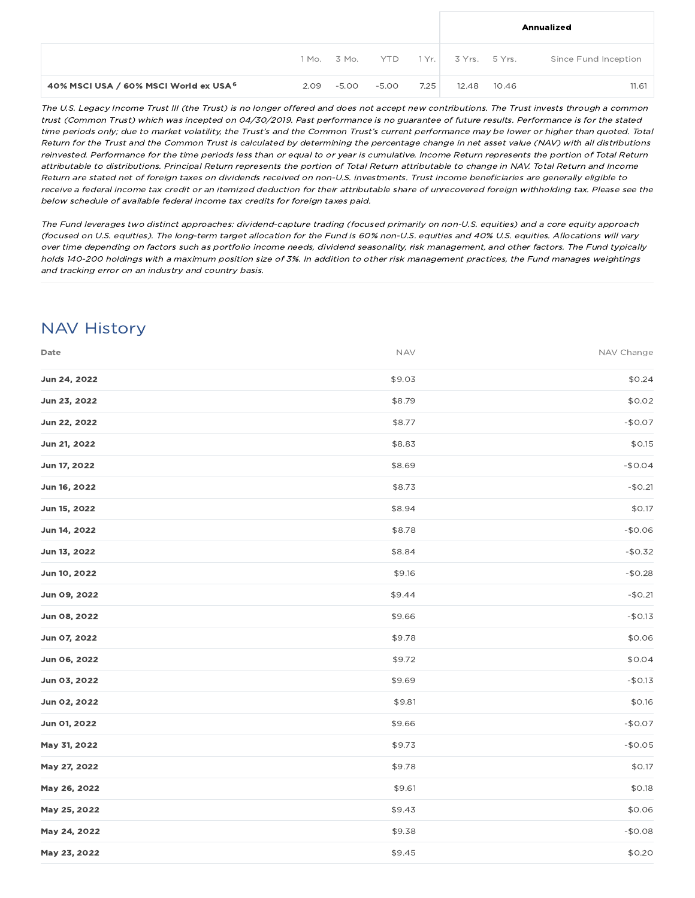| | | | | | Annualized | | |
|---|---|---|---|---|---|---|---|
| | 1 Mo. | 3 Mo. | YTD | 1 Yr. | 3 Yrs. | 5 Yrs. | Since Fund Inception |
| **40% MSCI USA / 60% MSCI World ex USA [6]** | 2.09 | -5.00 | -5.00 | 7.25 | 12.48 | 10.46 | 11.61 |

*The U.S. Legacy Income Trust III (the Trust) is no longer offered and does not accept new contributions. The Trust invests through a common trust (Common Trust) which was incepted on 04/30/2019. Past performance is no guarantee of future results. Performance is for the stated time periods only; due to market volatility, the Trust's and the Common Trust's current performance may be lower or higher than quoted. Total Return for the Trust and the Common Trust is calculated by determining the percentage change in net asset value (NAV) with all distributions reinvested. Performance for the time periods less than or equal to or year is cumulative. Income Return represents the portion of Total Return attributable to distributions. Principal Return represents the portion of Total Return attributable to change in NAV. Total Return and Income Return are stated net of foreign taxes on dividends received on non-U.S. investments. Trust income beneficiaries are generally eligible to receive a federal income tax credit or an itemized deduction for their attributable share of unrecovered foreign withholding tax. Please see the below schedule of available federal income tax credits for foreign taxes paid.*

*The Fund leverages two distinct approaches: dividend-capture trading (focused primarily on non-U.S. equities) and a core equity approach (focused on U.S. equities). The long-term target allocation for the Fund is 60% non-U.S. equities and 40% U.S. equities. Allocations will vary over time depending on factors such as portfolio income needs, dividend seasonality, risk management, and other factors. The Fund typically holds 140-200 holdings with a maximum position size of 3%. In addition to other risk management practices, the Fund manages weightings and tracking error on an industry and country basis.*

## NAV History

| Date | NAV | NAV Change |
|---|---|---|
| **Jun 24, 2022** | $9.03 | $0.24 |
| **Jun 23, 2022** | $8.79 | $0.02 |
| **Jun 22, 2022** | $8.77 | -$0.07 |
| **Jun 21, 2022** | $8.83 | $0.15 |
| **Jun 17, 2022** | $8.69 | -$0.04 |
| **Jun 16, 2022** | $8.73 | -$0.21 |
| **Jun 15, 2022** | $8.94 | $0.17 |
| **Jun 14, 2022** | $8.78 | -$0.06 |
| **Jun 13, 2022** | $8.84 | -$0.32 |
| **Jun 10, 2022** | $9.16 | -$0.28 |
| **Jun 09, 2022** | $9.44 | -$0.21 |
| **Jun 08, 2022** | $9.66 | -$0.13 |
| **Jun 07, 2022** | $9.78 | $0.06 |
| **Jun 06, 2022** | $9.72 | $0.04 |
| **Jun 03, 2022** | $9.69 | -$0.13 |
| **Jun 02, 2022** | $9.81 | $0.16 |
| **Jun 01, 2022** | $9.66 | -$0.07 |
| **May 31, 2022** | $9.73 | -$0.05 |
| **May 27, 2022** | $9.78 | $0.17 |
| **May 26, 2022** | $9.61 | $0.18 |
| **May 25, 2022** | $9.43 | $0.06 |
| **May 24, 2022** | $9.38 | -$0.08 |
| **May 23, 2022** | $9.45 | $0.20 |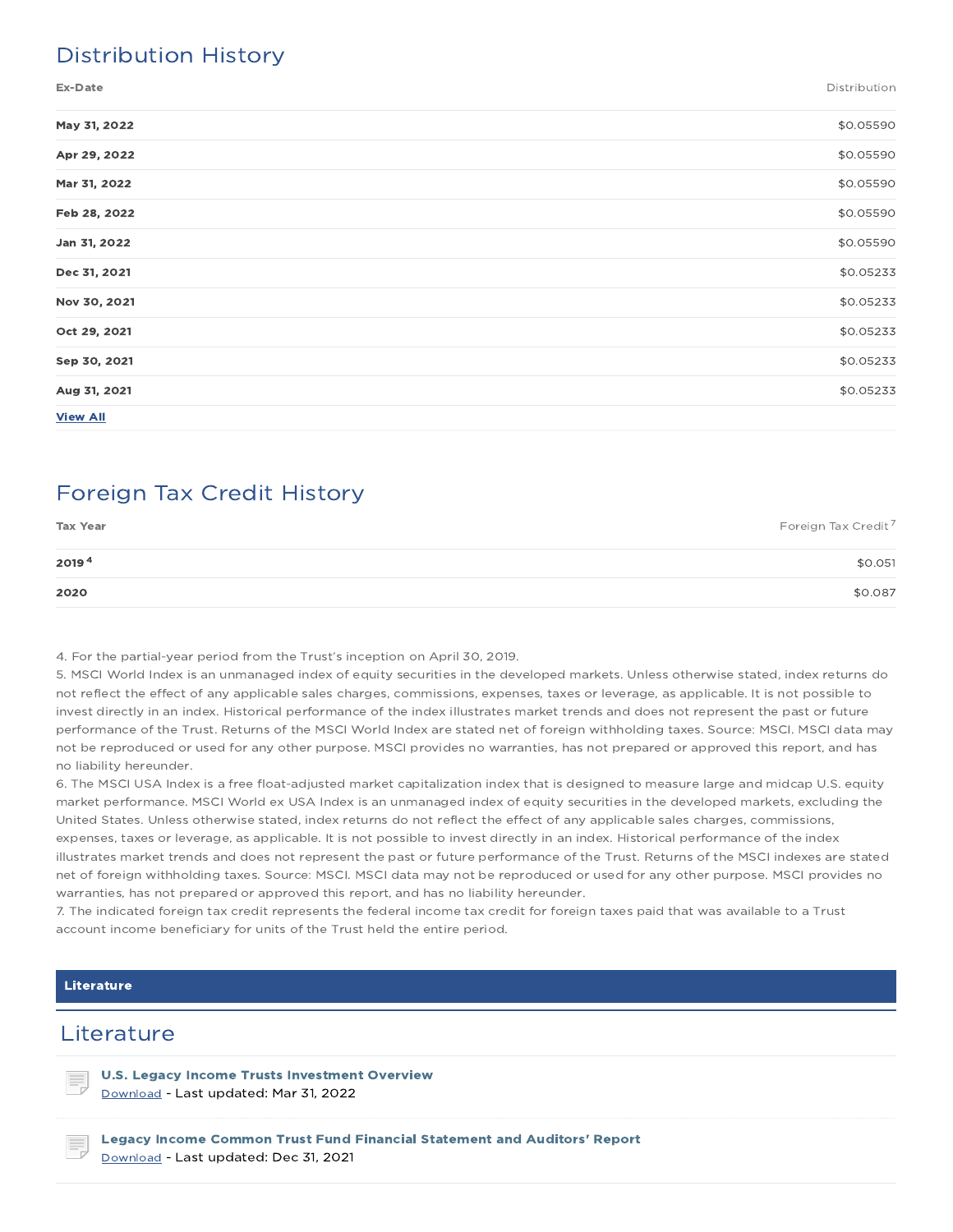## Distribution History

| Ex-Date | Distribution |
|---|---|
| **May 31, 2022** | $0.05590 |
| **Apr 29, 2022** | $0.05590 |
| **Mar 31, 2022** | $0.05590 |
| **Feb 28, 2022** | $0.05590 |
| **Jan 31, 2022** | $0.05590 |
| **Dec 31, 2021** | $0.05233 |
| **Nov 30, 2021** | $0.05233 |
| **Oct 29, 2021** | $0.05233 |
| **Sep 30, 2021** | $0.05233 |
| **Aug 31, 2021** | $0.05233 |

**View All**

## Foreign Tax Credit History

| Tax Year | Foreign Tax Credit[7] |
|---|---|
| **2019**[4] | $0.051 |
| **2020** | $0.087 |

4. For the partial-year period from the Trust's inception on April 30, 2019.
5. MSCI World Index is an unmanaged index of equity securities in the developed markets. Unless otherwise stated, index returns do not reflect the effect of any applicable sales charges, commissions, expenses, taxes or leverage, as applicable. It is not possible to invest directly in an index. Historical performance of the index illustrates market trends and does not represent the past or future performance of the Trust. Returns of the MSCI World Index are stated net of foreign withholding taxes. Source: MSCI. MSCI data may not be reproduced or used for any other purpose. MSCI provides no warranties, has not prepared or approved this report, and has no liability hereunder.
6. The MSCI USA Index is a free float-adjusted market capitalization index that is designed to measure large and midcap U.S. equity market performance. MSCI World ex USA Index is an unmanaged index of equity securities in the developed markets, excluding the United States. Unless otherwise stated, index returns do not reflect the effect of any applicable sales charges, commissions, expenses, taxes or leverage, as applicable. It is not possible to invest directly in an index. Historical performance of the index illustrates market trends and does not represent the past or future performance of the Trust. Returns of the MSCI indexes are stated net of foreign withholding taxes. Source: MSCI. MSCI data may not be reproduced or used for any other purpose. MSCI provides no warranties, has not prepared or approved this report, and has no liability hereunder.
7. The indicated foreign tax credit represents the federal income tax credit for foreign taxes paid that was available to a Trust account income beneficiary for units of the Trust held the entire period.

**Literature**

## Literature

**U.S. Legacy Income Trusts Investment Overview**
Download - Last updated: Mar 31, 2022

**Legacy Income Common Trust Fund Financial Statement and Auditors' Report**
Download - Last updated: Dec 31, 2021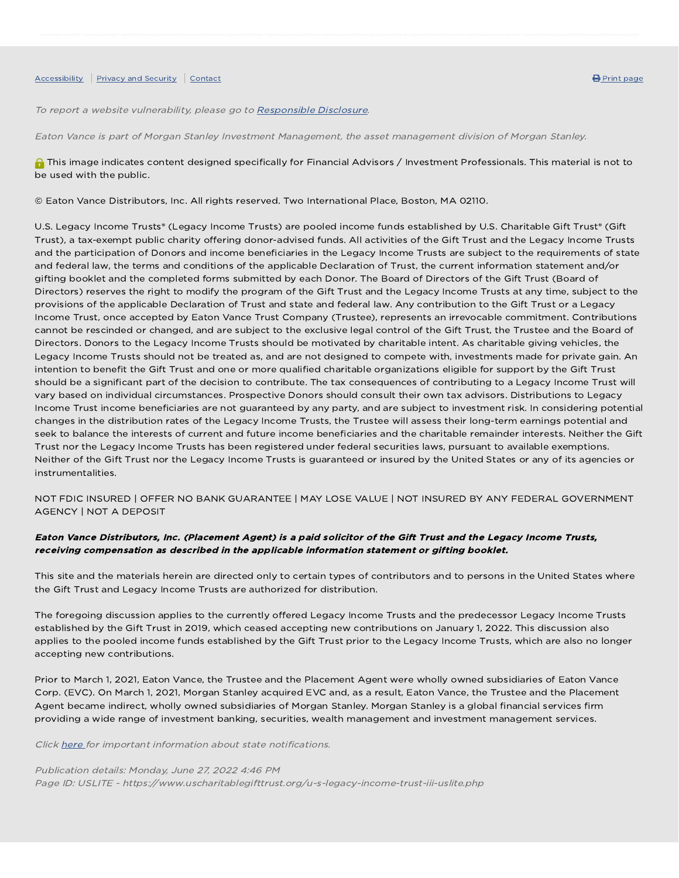[Accessibility](#) | [Privacy and Security](#) | [Contact](#)

[Print page](#)

*To report a website vulnerability, please go to [Responsible Disclosure](#).*

*Eaton Vance is part of Morgan Stanley Investment Management, the asset management division of Morgan Stanley.*

This image indicates content designed specifically for Financial Advisors / Investment Professionals. This material is not to be used with the public.

© Eaton Vance Distributors, Inc. All rights reserved. Two International Place, Boston, MA 02110.

U.S. Legacy Income Trusts® (Legacy Income Trusts) are pooled income funds established by U.S. Charitable Gift Trust® (Gift Trust), a tax-exempt public charity offering donor-advised funds. All activities of the Gift Trust and the Legacy Income Trusts and the participation of Donors and income beneficiaries in the Legacy Income Trusts are subject to the requirements of state and federal law, the terms and conditions of the applicable Declaration of Trust, the current information statement and/or gifting booklet and the completed forms submitted by each Donor. The Board of Directors of the Gift Trust (Board of Directors) reserves the right to modify the program of the Gift Trust and the Legacy Income Trusts at any time, subject to the provisions of the applicable Declaration of Trust and state and federal law. Any contribution to the Gift Trust or a Legacy Income Trust, once accepted by Eaton Vance Trust Company (Trustee), represents an irrevocable commitment. Contributions cannot be rescinded or changed, and are subject to the exclusive legal control of the Gift Trust, the Trustee and the Board of Directors. Donors to the Legacy Income Trusts should be motivated by charitable intent. As charitable giving vehicles, the Legacy Income Trusts should not be treated as, and are not designed to compete with, investments made for private gain. An intention to benefit the Gift Trust and one or more qualified charitable organizations eligible for support by the Gift Trust should be a significant part of the decision to contribute. The tax consequences of contributing to a Legacy Income Trust will vary based on individual circumstances. Prospective Donors should consult their own tax advisors. Distributions to Legacy Income Trust income beneficiaries are not guaranteed by any party, and are subject to investment risk. In considering potential changes in the distribution rates of the Legacy Income Trusts, the Trustee will assess their long-term earnings potential and seek to balance the interests of current and future income beneficiaries and the charitable remainder interests. Neither the Gift Trust nor the Legacy Income Trusts has been registered under federal securities laws, pursuant to available exemptions. Neither of the Gift Trust nor the Legacy Income Trusts is guaranteed or insured by the United States or any of its agencies or instrumentalities.

NOT FDIC INSURED | OFFER NO BANK GUARANTEE | MAY LOSE VALUE | NOT INSURED BY ANY FEDERAL GOVERNMENT AGENCY | NOT A DEPOSIT

***Eaton Vance Distributors, Inc. (Placement Agent) is a paid solicitor of the Gift Trust and the Legacy Income Trusts, receiving compensation as described in the applicable information statement or gifting booklet.***

This site and the materials herein are directed only to certain types of contributors and to persons in the United States where the Gift Trust and Legacy Income Trusts are authorized for distribution.

The foregoing discussion applies to the currently offered Legacy Income Trusts and the predecessor Legacy Income Trusts established by the Gift Trust in 2019, which ceased accepting new contributions on January 1, 2022. This discussion also applies to the pooled income funds established by the Gift Trust prior to the Legacy Income Trusts, which are also no longer accepting new contributions.

Prior to March 1, 2021, Eaton Vance, the Trustee and the Placement Agent were wholly owned subsidiaries of Eaton Vance Corp. (EVC). On March 1, 2021, Morgan Stanley acquired EVC and, as a result, Eaton Vance, the Trustee and the Placement Agent became indirect, wholly owned subsidiaries of Morgan Stanley. Morgan Stanley is a global financial services firm providing a wide range of investment banking, securities, wealth management and investment management services.

*Click [here](#) for important information about state notifications.*

*Publication details: Monday, June 27, 2022 4:46 PM*
*Page ID: USLITE - https://www.uscharitablegifttrust.org/u-s-legacy-income-trust-iii-uslite.php*